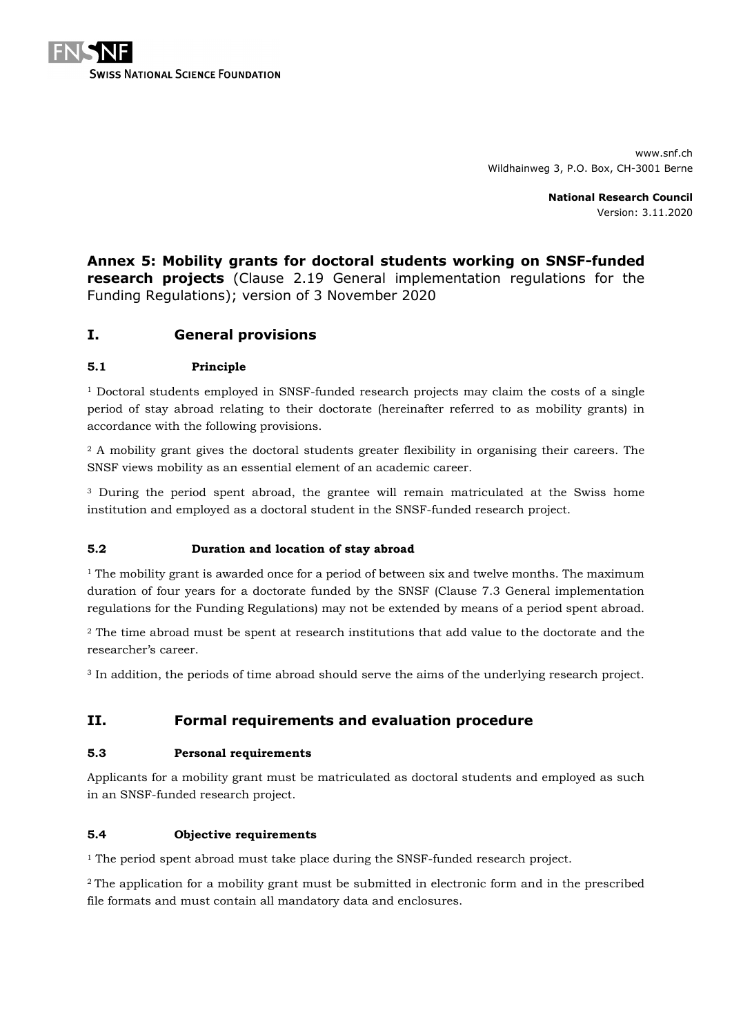www.snf.ch
Wildhainweg 3, P.O. Box, CH-3001 Berne

**National Research Council**
Version: 3.11.2020

# Annex 5: Mobility grants for doctoral students working on SNSF-funded research projects (Clause 2.19 General implementation regulations for the Funding Regulations); version of 3 November 2020

## I. General provisions

### 5.1 Principle

[1] Doctoral students employed in SNSF-funded research projects may claim the costs of a single period of stay abroad relating to their doctorate (hereinafter referred to as mobility grants) in accordance with the following provisions.

[2] A mobility grant gives the doctoral students greater flexibility in organising their careers. The SNSF views mobility as an essential element of an academic career.

[3] During the period spent abroad, the grantee will remain matriculated at the Swiss home institution and employed as a doctoral student in the SNSF-funded research project.

### 5.2 Duration and location of stay abroad

[1] The mobility grant is awarded once for a period of between six and twelve months. The maximum duration of four years for a doctorate funded by the SNSF (Clause 7.3 General implementation regulations for the Funding Regulations) may not be extended by means of a period spent abroad.

[2] The time abroad must be spent at research institutions that add value to the doctorate and the researcher's career.

[3] In addition, the periods of time abroad should serve the aims of the underlying research project.

## II. Formal requirements and evaluation procedure

### 5.3 Personal requirements

Applicants for a mobility grant must be matriculated as doctoral students and employed as such in an SNSF-funded research project.

### 5.4 Objective requirements

[1] The period spent abroad must take place during the SNSF-funded research project.

[2] The application for a mobility grant must be submitted in electronic form and in the prescribed file formats and must contain all mandatory data and enclosures.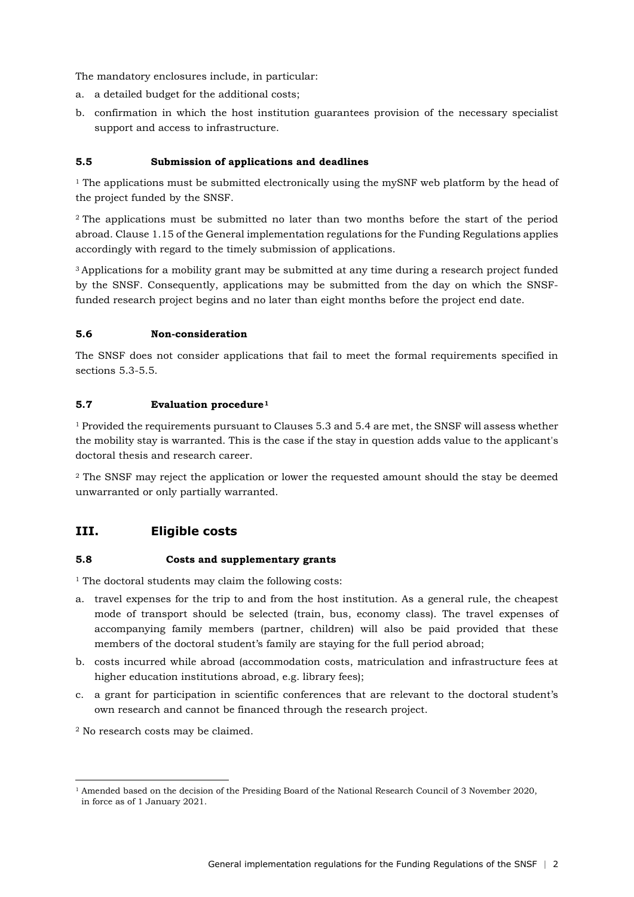The mandatory enclosures include, in particular:

a. a detailed budget for the additional costs;
b. confirmation in which the host institution guarantees provision of the necessary specialist support and access to infrastructure.

#### 5.5 Submission of applications and deadlines

[1] The applications must be submitted electronically using the mySNF web platform by the head of the project funded by the SNSF.

[2] The applications must be submitted no later than two months before the start of the period abroad. Clause 1.15 of the General implementation regulations for the Funding Regulations applies accordingly with regard to the timely submission of applications.

[3] Applications for a mobility grant may be submitted at any time during a research project funded by the SNSF. Consequently, applications may be submitted from the day on which the SNSF-funded research project begins and no later than eight months before the project end date.

#### 5.6 Non-consideration

The SNSF does not consider applications that fail to meet the formal requirements specified in sections 5.3-5.5.

#### 5.7 Evaluation procedure[1]

[1] Provided the requirements pursuant to Clauses 5.3 and 5.4 are met, the SNSF will assess whether the mobility stay is warranted. This is the case if the stay in question adds value to the applicant's doctoral thesis and research career.

[2] The SNSF may reject the application or lower the requested amount should the stay be deemed unwarranted or only partially warranted.

## III. Eligible costs

#### 5.8 Costs and supplementary grants

[1] The doctoral students may claim the following costs:

a. travel expenses for the trip to and from the host institution. As a general rule, the cheapest mode of transport should be selected (train, bus, economy class). The travel expenses of accompanying family members (partner, children) will also be paid provided that these members of the doctoral student's family are staying for the full period abroad;
b. costs incurred while abroad (accommodation costs, matriculation and infrastructure fees at higher education institutions abroad, e.g. library fees);
c. a grant for participation in scientific conferences that are relevant to the doctoral student's own research and cannot be financed through the research project.

[2] No research costs may be claimed.

---

[1] Amended based on the decision of the Presiding Board of the National Research Council of 3 November 2020, in force as of 1 January 2021.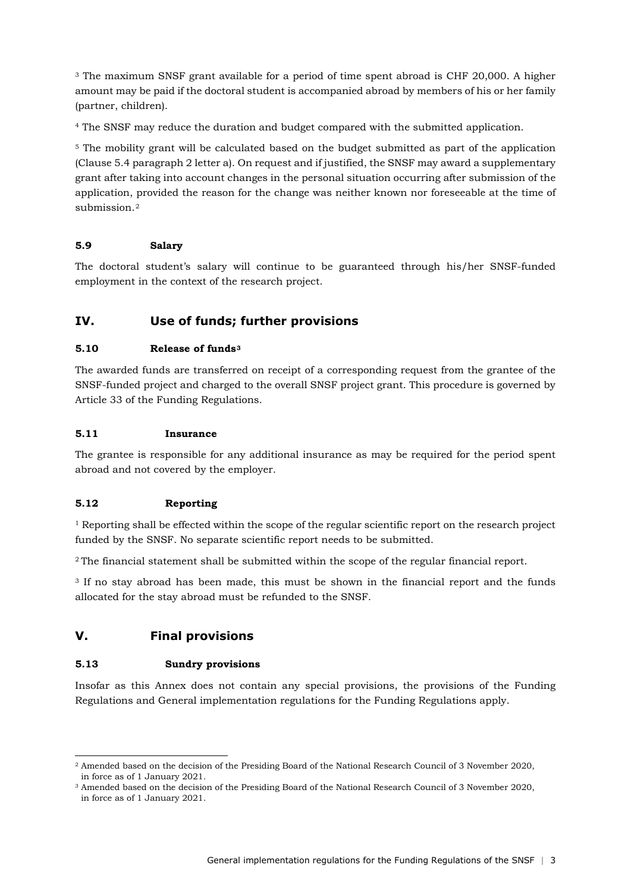[3] The maximum SNSF grant available for a period of time spent abroad is CHF 20,000. A higher amount may be paid if the doctoral student is accompanied abroad by members of his or her family (partner, children).

[4] The SNSF may reduce the duration and budget compared with the submitted application.

[5] The mobility grant will be calculated based on the budget submitted as part of the application (Clause 5.4 paragraph 2 letter a). On request and if justified, the SNSF may award a supplementary grant after taking into account changes in the personal situation occurring after submission of the application, provided the reason for the change was neither known nor foreseeable at the time of submission.[2]

### 5.9 Salary

The doctoral student's salary will continue to be guaranteed through his/her SNSF-funded employment in the context of the research project.

## IV. Use of funds; further provisions

### 5.10 Release of funds[3]

The awarded funds are transferred on receipt of a corresponding request from the grantee of the SNSF-funded project and charged to the overall SNSF project grant. This procedure is governed by Article 33 of the Funding Regulations.

### 5.11 Insurance

The grantee is responsible for any additional insurance as may be required for the period spent abroad and not covered by the employer.

### 5.12 Reporting

[1] Reporting shall be effected within the scope of the regular scientific report on the research project funded by the SNSF. No separate scientific report needs to be submitted.

[2] The financial statement shall be submitted within the scope of the regular financial report.

[3] If no stay abroad has been made, this must be shown in the financial report and the funds allocated for the stay abroad must be refunded to the SNSF.

## V. Final provisions

### 5.13 Sundry provisions

Insofar as this Annex does not contain any special provisions, the provisions of the Funding Regulations and General implementation regulations for the Funding Regulations apply.

---

[2] Amended based on the decision of the Presiding Board of the National Research Council of 3 November 2020, in force as of 1 January 2021.

[3] Amended based on the decision of the Presiding Board of the National Research Council of 3 November 2020, in force as of 1 January 2021.